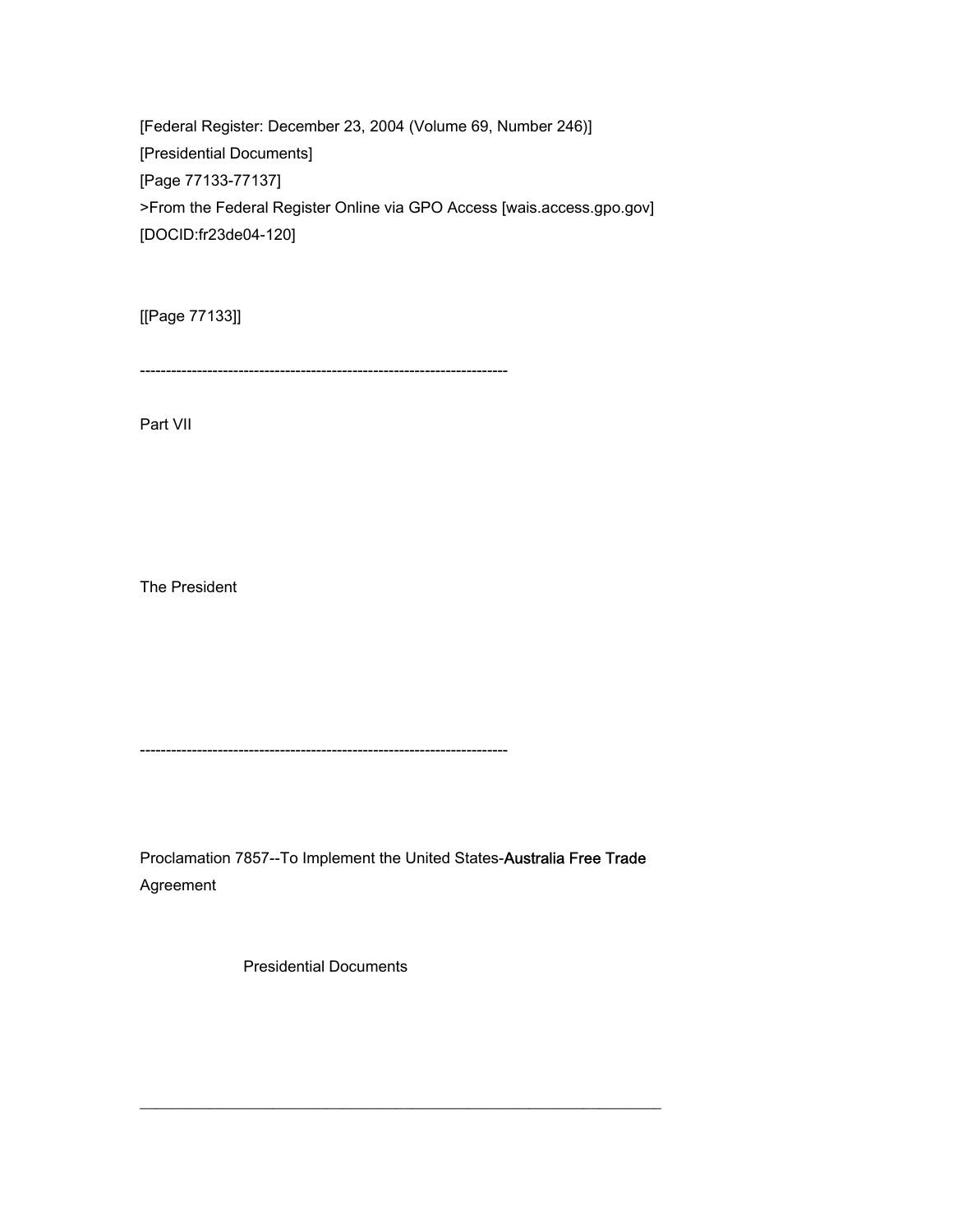[Federal Register: December 23, 2004 (Volume 69, Number 246)]

[Presidential Documents]

[Page 77133-77137]

>From the Federal Register Online via GPO Access [wais.access.gpo.gov]

[DOCID:fr23de04-120]

[[Page 77133]]

-----------------------------------------------------------------------

Part VII

The President

-----------------------------------------------------------------------

Proclamation 7857--To Implement the United States-Australia Free Trade Agreement

Presidential Documents

___________________________________________________________________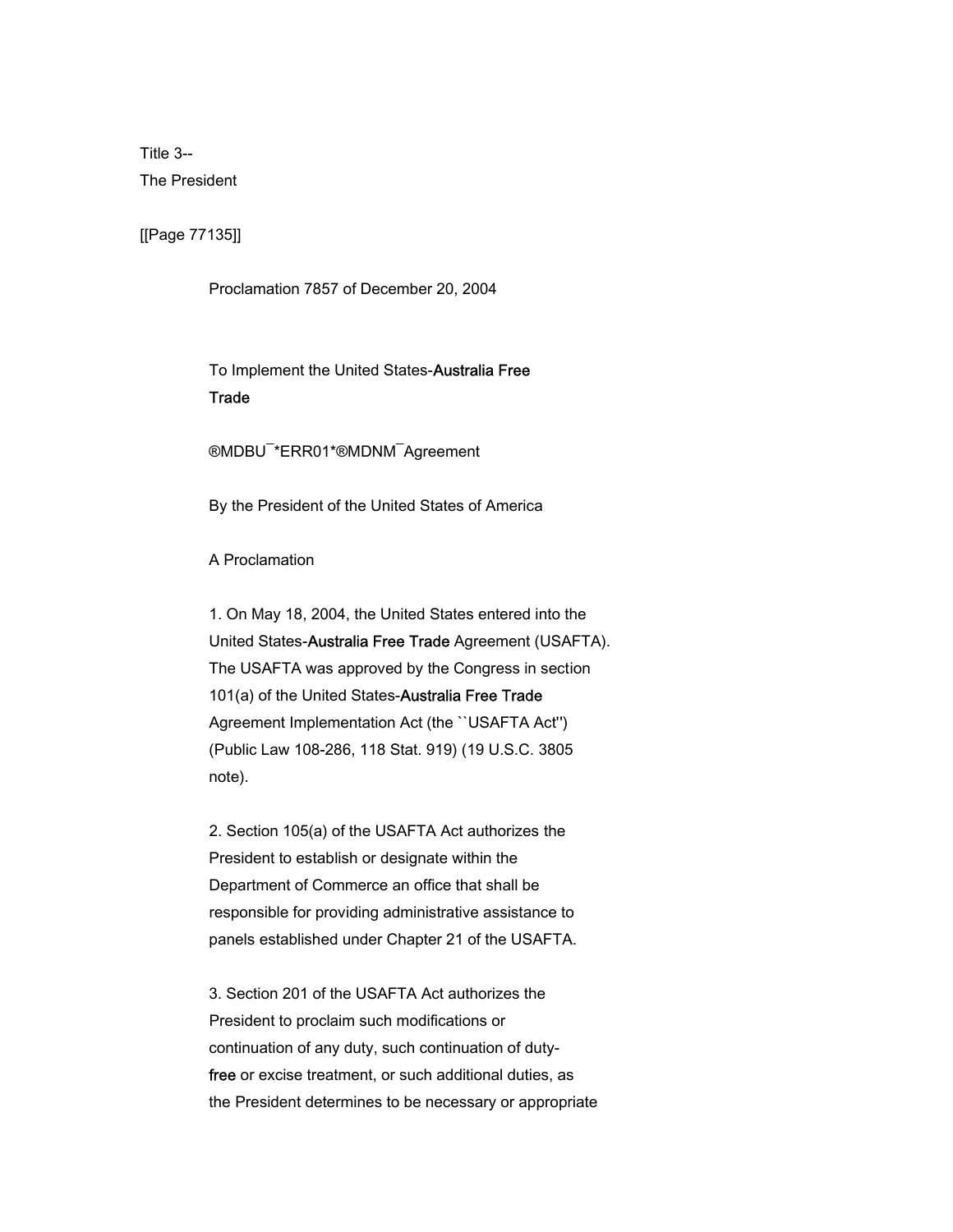Title 3--
The President

[[Page 77135]]

Proclamation 7857 of December 20, 2004

To Implement the United States-Australia Free Trade

®MDBU¯*ERR01*®MDNM¯Agreement

By the President of the United States of America

A Proclamation

1. On May 18, 2004, the United States entered into the United States-Australia Free Trade Agreement (USAFTA). The USAFTA was approved by the Congress in section 101(a) of the United States-Australia Free Trade Agreement Implementation Act (the ``USAFTA Act'') (Public Law 108-286, 118 Stat. 919) (19 U.S.C. 3805 note).

2. Section 105(a) of the USAFTA Act authorizes the President to establish or designate within the Department of Commerce an office that shall be responsible for providing administrative assistance to panels established under Chapter 21 of the USAFTA.

3. Section 201 of the USAFTA Act authorizes the President to proclaim such modifications or continuation of any duty, such continuation of duty-free or excise treatment, or such additional duties, as the President determines to be necessary or appropriate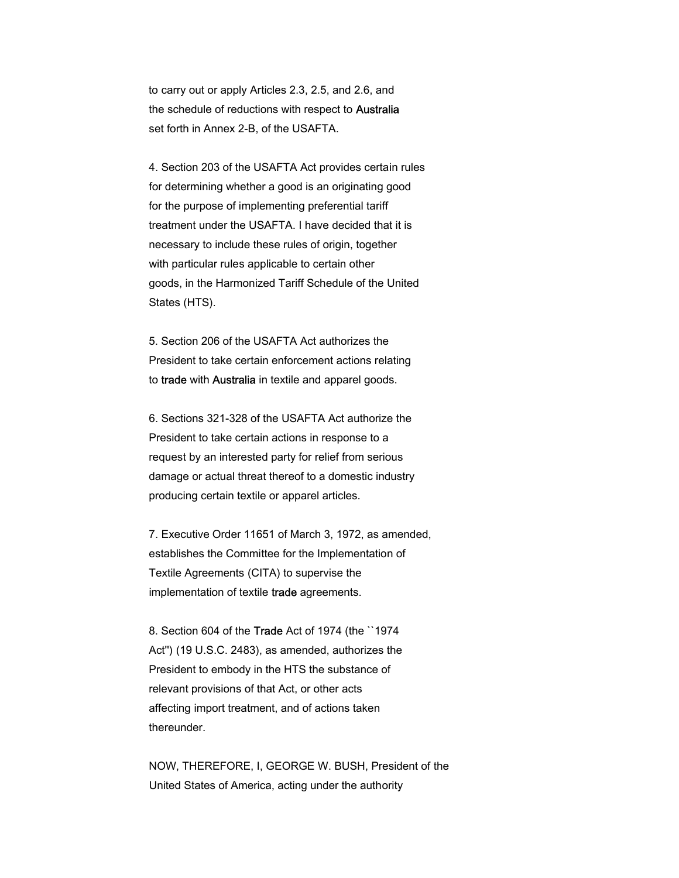to carry out or apply Articles 2.3, 2.5, and 2.6, and the schedule of reductions with respect to Australia set forth in Annex 2-B, of the USAFTA.

4. Section 203 of the USAFTA Act provides certain rules for determining whether a good is an originating good for the purpose of implementing preferential tariff treatment under the USAFTA. I have decided that it is necessary to include these rules of origin, together with particular rules applicable to certain other goods, in the Harmonized Tariff Schedule of the United States (HTS).

5. Section 206 of the USAFTA Act authorizes the President to take certain enforcement actions relating to trade with Australia in textile and apparel goods.

6. Sections 321-328 of the USAFTA Act authorize the President to take certain actions in response to a request by an interested party for relief from serious damage or actual threat thereof to a domestic industry producing certain textile or apparel articles.

7. Executive Order 11651 of March 3, 1972, as amended, establishes the Committee for the Implementation of Textile Agreements (CITA) to supervise the implementation of textile trade agreements.

8. Section 604 of the Trade Act of 1974 (the ``1974 Act'') (19 U.S.C. 2483), as amended, authorizes the President to embody in the HTS the substance of relevant provisions of that Act, or other acts affecting import treatment, and of actions taken thereunder.

NOW, THEREFORE, I, GEORGE W. BUSH, President of the United States of America, acting under the authority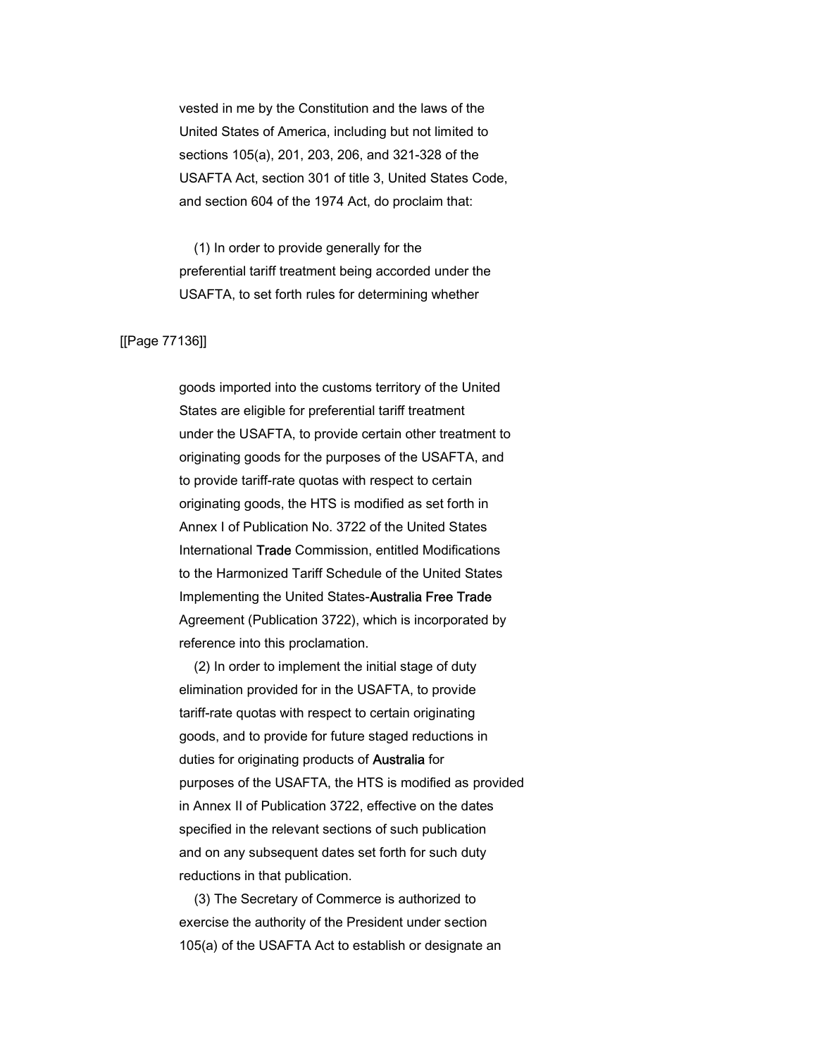vested in me by the Constitution and the laws of the United States of America, including but not limited to sections 105(a), 201, 203, 206, and 321-328 of the USAFTA Act, section 301 of title 3, United States Code, and section 604 of the 1974 Act, do proclaim that:

(1) In order to provide generally for the preferential tariff treatment being accorded under the USAFTA, to set forth rules for determining whether

[[Page 77136]]

goods imported into the customs territory of the United States are eligible for preferential tariff treatment under the USAFTA, to provide certain other treatment to originating goods for the purposes of the USAFTA, and to provide tariff-rate quotas with respect to certain originating goods, the HTS is modified as set forth in Annex I of Publication No. 3722 of the United States International Trade Commission, entitled Modifications to the Harmonized Tariff Schedule of the United States Implementing the United States-Australia Free Trade Agreement (Publication 3722), which is incorporated by reference into this proclamation.

(2) In order to implement the initial stage of duty elimination provided for in the USAFTA, to provide tariff-rate quotas with respect to certain originating goods, and to provide for future staged reductions in duties for originating products of Australia for purposes of the USAFTA, the HTS is modified as provided in Annex II of Publication 3722, effective on the dates specified in the relevant sections of such publication and on any subsequent dates set forth for such duty reductions in that publication.

(3) The Secretary of Commerce is authorized to exercise the authority of the President under section 105(a) of the USAFTA Act to establish or designate an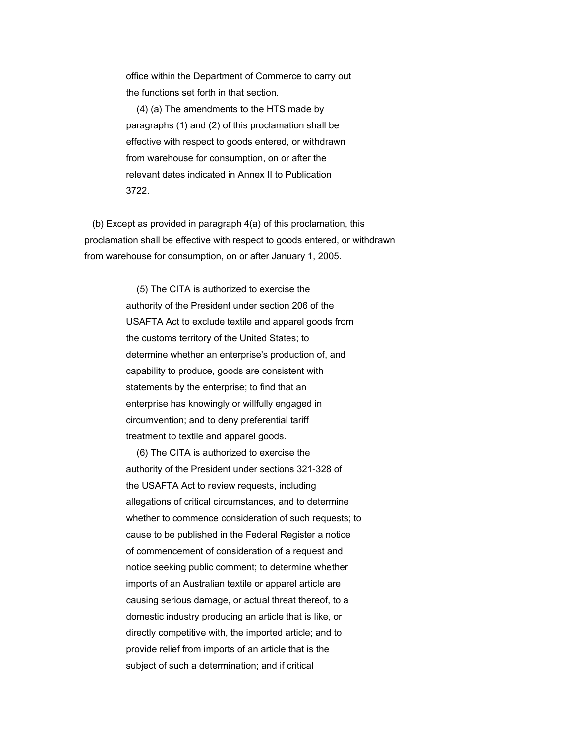office within the Department of Commerce to carry out the functions set forth in that section.

(4) (a) The amendments to the HTS made by paragraphs (1) and (2) of this proclamation shall be effective with respect to goods entered, or withdrawn from warehouse for consumption, on or after the relevant dates indicated in Annex II to Publication 3722.

(b) Except as provided in paragraph 4(a) of this proclamation, this proclamation shall be effective with respect to goods entered, or withdrawn from warehouse for consumption, on or after January 1, 2005.

(5) The CITA is authorized to exercise the authority of the President under section 206 of the USAFTA Act to exclude textile and apparel goods from the customs territory of the United States; to determine whether an enterprise's production of, and capability to produce, goods are consistent with statements by the enterprise; to find that an enterprise has knowingly or willfully engaged in circumvention; and to deny preferential tariff treatment to textile and apparel goods.

(6) The CITA is authorized to exercise the authority of the President under sections 321-328 of the USAFTA Act to review requests, including allegations of critical circumstances, and to determine whether to commence consideration of such requests; to cause to be published in the Federal Register a notice of commencement of consideration of a request and notice seeking public comment; to determine whether imports of an Australian textile or apparel article are causing serious damage, or actual threat thereof, to a domestic industry producing an article that is like, or directly competitive with, the imported article; and to provide relief from imports of an article that is the subject of such a determination; and if critical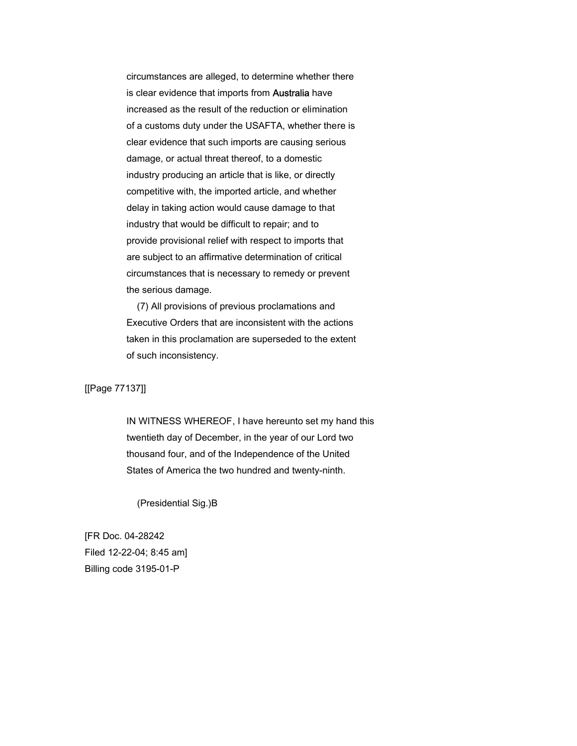circumstances are alleged, to determine whether there is clear evidence that imports from Australia have increased as the result of the reduction or elimination of a customs duty under the USAFTA, whether there is clear evidence that such imports are causing serious damage, or actual threat thereof, to a domestic industry producing an article that is like, or directly competitive with, the imported article, and whether delay in taking action would cause damage to that industry that would be difficult to repair; and to provide provisional relief with respect to imports that are subject to an affirmative determination of critical circumstances that is necessary to remedy or prevent the serious damage.

(7) All provisions of previous proclamations and Executive Orders that are inconsistent with the actions taken in this proclamation are superseded to the extent of such inconsistency.

[[Page 77137]]

IN WITNESS WHEREOF, I have hereunto set my hand this twentieth day of December, in the year of our Lord two thousand four, and of the Independence of the United States of America the two hundred and twenty-ninth.

(Presidential Sig.)B

[FR Doc. 04-28242
Filed 12-22-04; 8:45 am]
Billing code 3195-01-P